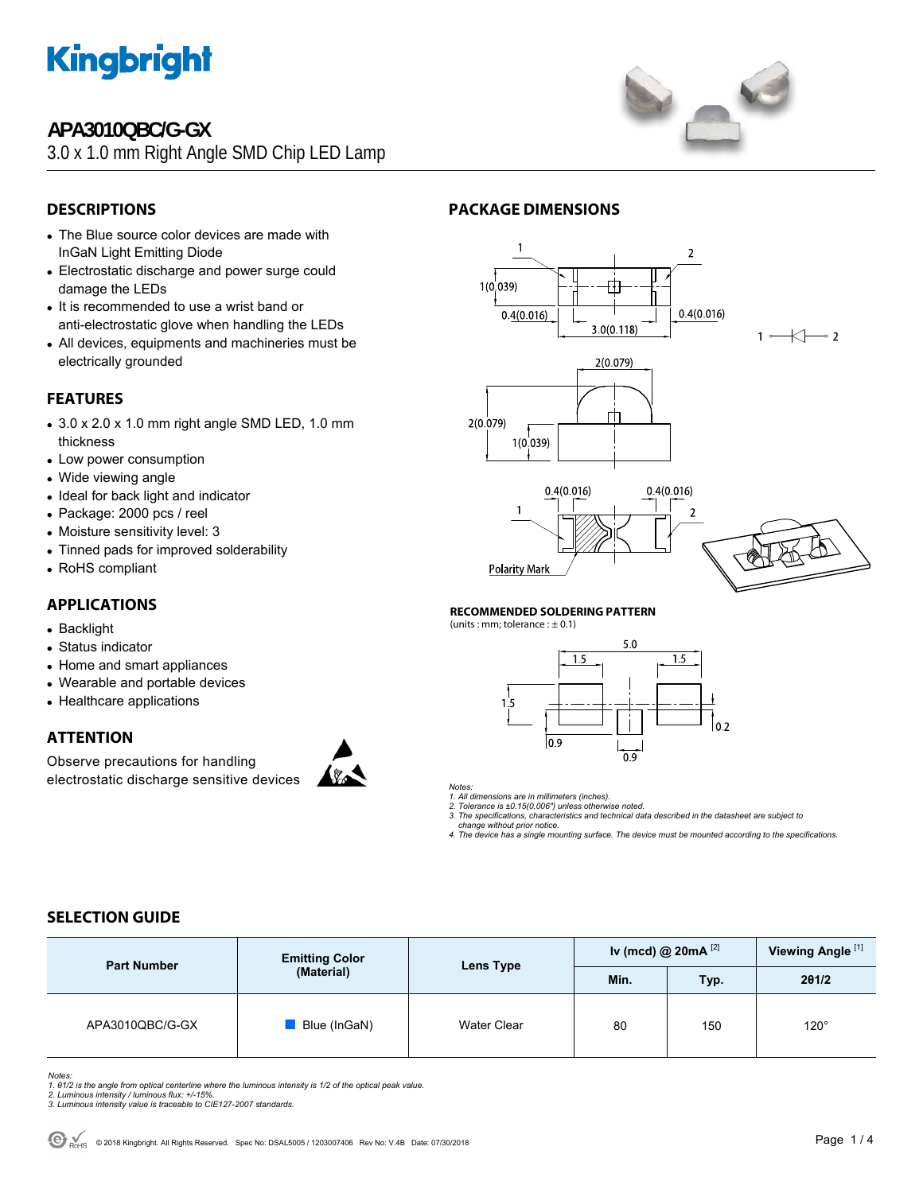# APA3010QBC/G-GX

3.0 x 1.0 mm Right Angle SMD Chip LED Lamp

## DESCRIPTIONS

- The Blue source color devices are made with InGaN Light Emitting Diode
- Electrostatic discharge and power surge could damage the LEDs
- It is recommended to use a wrist band or anti-electrostatic glove when handling the LEDs
- All devices, equipments and machineries must be electrically grounded

## FEATURES

- 3.0 x 2.0 x 1.0 mm right angle SMD LED, 1.0 mm thickness
- Low power consumption
- Wide viewing angle
- Ideal for back light and indicator
- Package: 2000 pcs / reel
- Moisture sensitivity level: 3
- Tinned pads for improved solderability
- RoHS compliant

## APPLICATIONS

- Backlight
- Status indicator
- Home and smart appliances
- Wearable and portable devices
- Healthcare applications

## ATTENTION

Observe precautions for handling electrostatic discharge sensitive devices

## PACKAGE DIMENSIONS

1(0.039) 0.4(0.016) 3.0(0.118) 0.4(0.016)

2(0.079) 2(0.079) 1(0.039)

0.4(0.016) 0.4(0.016)

Polarity Mark

### RECOMMENDED SOLDERING PATTERN

(units : mm; tolerance : ± 0.1)

5.0 1.5 1.5 1.5 0.9 0.9 0.2

*Notes:*
*1. All dimensions are in millimeters (inches).*
*2. Tolerance is ±0.15(0.006") unless otherwise noted.*
*3. The specifications, characteristics and technical data described in the datasheet are subject to change without prior notice.*
*4. The device has a single mounting surface. The device must be mounted according to the specifications.*

## SELECTION GUIDE

| Part Number | Emitting Color (Material) | Lens Type | Iv (mcd) @ 20mA [2] | | Viewing Angle [1] |
|---|---|---|---|---|---|
| | | | Min. | Typ. | 2θ1/2 |
| APA3010QBC/G-GX | Blue (InGaN) | Water Clear | 80 | 150 | 120° |

*Notes:*
*1. θ1/2 is the angle from optical centerline where the luminous intensity is 1/2 of the optical peak value.*
*2. Luminous intensity / luminous flux: +/-15%.*
*3. Luminous intensity value is traceable to CIE127-2007 standards.*

© 2018 Kingbright. All Rights Reserved. Spec No: DSAL5005 / 1203007406 Rev No: V.4B Date: 07/30/2018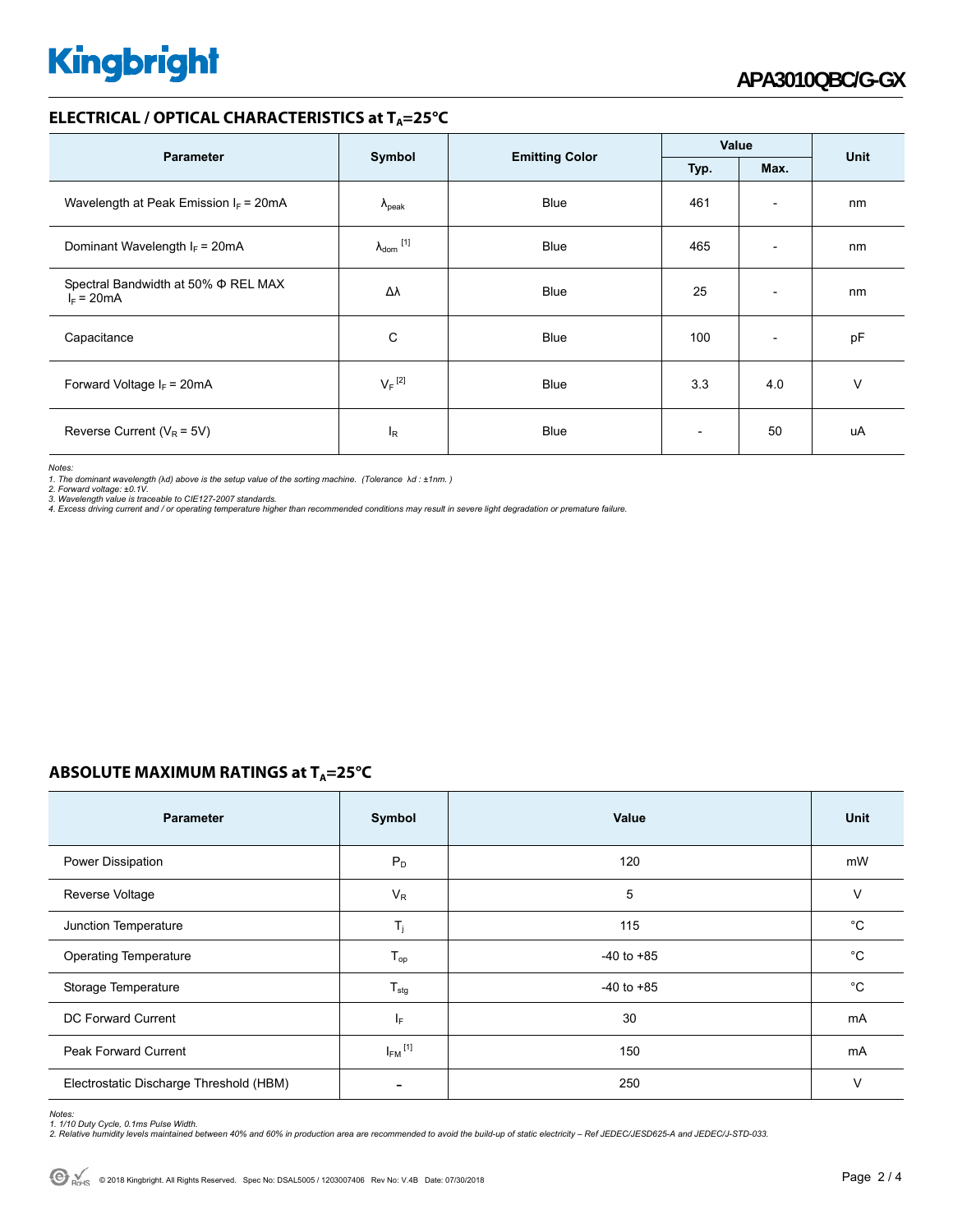## ELECTRICAL / OPTICAL CHARACTERISTICS at $T_A$=25°C

| Parameter | Symbol | Emitting Color | Value | | Unit |
|---|---|---|---|---|---|
| | | | Typ. | Max. | |
| Wavelength at Peak Emission $I_F$ = 20mA | $\lambda_{peak}$ | Blue | 461 | - | nm |
| Dominant Wavelength $I_F$ = 20mA | $\lambda_{dom}$ [1] | Blue | 465 | - | nm |
| Spectral Bandwidth at 50% Φ REL MAX $I_F$ = 20mA | Δλ | Blue | 25 | - | nm |
| Capacitance | C | Blue | 100 | - | pF |
| Forward Voltage $I_F$ = 20mA | $V_F$ [2] | Blue | 3.3 | 4.0 | V |
| Reverse Current ($V_R$ = 5V) | $I_R$ | Blue | - | 50 | uA |

*Notes:*
*1. The dominant wavelength (λd) above is the setup value of the sorting machine. (Tolerance λd : ±1nm. )*
*2. Forward voltage: ±0.1V.*
*3. Wavelength value is traceable to CIE127-2007 standards.*
*4. Excess driving current and / or operating temperature higher than recommended conditions may result in severe light degradation or premature failure.*

## ABSOLUTE MAXIMUM RATINGS at $T_A$=25°C

| Parameter | Symbol | Value | Unit |
|---|---|---|---|
| Power Dissipation | $P_D$ | 120 | mW |
| Reverse Voltage | $V_R$ | 5 | V |
| Junction Temperature | $T_j$ | 115 | °C |
| Operating Temperature | $T_{op}$ | -40 to +85 | °C |
| Storage Temperature | $T_{stg}$ | -40 to +85 | °C |
| DC Forward Current | $I_F$ | 30 | mA |
| Peak Forward Current | $I_{FM}$ [1] | 150 | mA |
| Electrostatic Discharge Threshold (HBM) | - | 250 | V |

*Notes:*
*1. 1/10 Duty Cycle, 0.1ms Pulse Width.*
*2. Relative humidity levels maintained between 40% and 60% in production area are recommended to avoid the build-up of static electricity – Ref JEDEC/JESD625-A and JEDEC/J-STD-033.*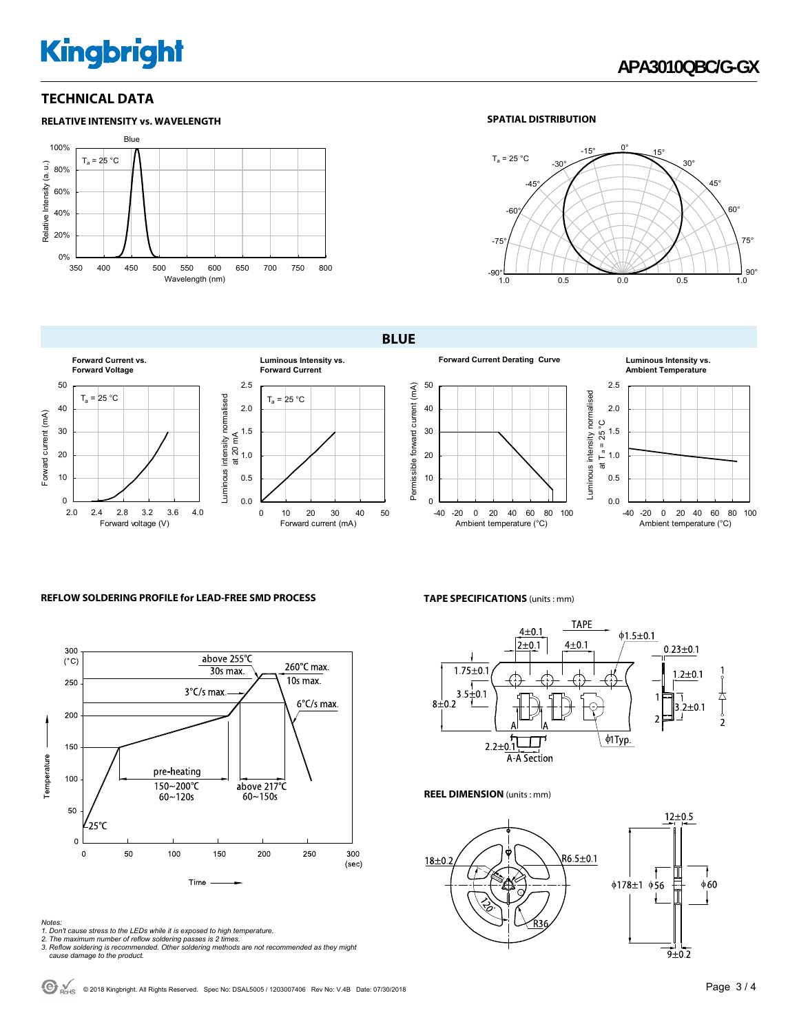## TECHNICAL DATA

### RELATIVE INTENSITY vs. WAVELENGTH

### SPATIAL DISTRIBUTION

## BLUE

**Forward Current vs. Forward Voltage**

**Luminous Intensity vs. Forward Current**

**Forward Current Derating Curve**

**Luminous Intensity vs. Ambient Temperature**

### REFLOW SOLDERING PROFILE for LEAD-FREE SMD PROCESS

### TAPE SPECIFICATIONS (units : mm)

### REEL DIMENSION (units : mm)

*Notes:*
1. *Don't cause stress to the LEDs while it is exposed to high temperature.*
2. *The maximum number of reflow soldering passes is 2 times.*
3. *Reflow soldering is recommended. Other soldering methods are not recommended as they might cause damage to the product.*

© 2018 Kingbright. All Rights Reserved. Spec No: DSAL5005 / 1203007406 Rev No: V.4B Date: 07/30/2018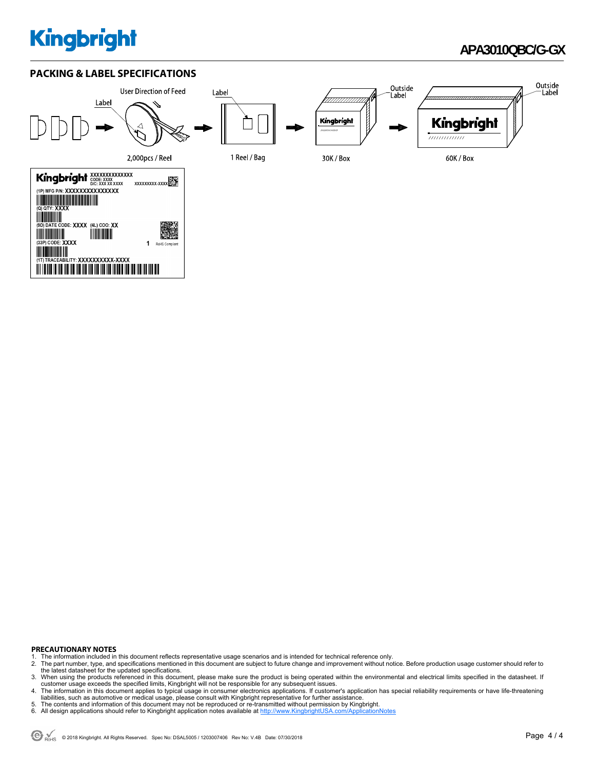## PACKING & LABEL SPECIFICATIONS

Label

User Direction of Feed

Label

Outside Label

Outside Label

2,000pcs / Reel

1 Reel / Bag

30K / Box

60K / Box

Kingbright XXXXXXXXXXXXX CODE: XXXX D/C: XXX XX XXXX XXXXXXXXX-XXXX

(1P) MFG P/N: XXXXXXXXXXXXXX

(Q) QTY: XXXX

(9D) DATE CODE: XXXX (4L) COO: XX

(33P) CODE: XXXX 1 RoHS Compliant

(1T) TRACEABILITY: XXXXXXXXXX-XXXX

**PRECAUTIONARY NOTES**

1. The information included in this document reflects representative usage scenarios and is intended for technical reference only.
2. The part number, type, and specifications mentioned in this document are subject to future change and improvement without notice. Before production usage customer should refer to the latest datasheet for the updated specifications.
3. When using the products referenced in this document, please make sure the product is being operated within the environmental and electrical limits specified in the datasheet. If customer usage exceeds the specified limits, Kingbright will not be responsible for any subsequent issues.
4. The information in this document applies to typical usage in consumer electronics applications. If customer's application has special reliability requirements or have life-threatening liabilities, such as automotive or medical usage, please consult with Kingbright representative for further assistance.
5. The contents and information of this document may not be reproduced or re-transmitted without permission by Kingbright.
6. All design applications should refer to Kingbright application notes available at http://www.KingbrightUSA.com/ApplicationNotes

© 2018 Kingbright. All Rights Reserved. Spec No: DSAL5005 / 1203007406 Rev No: V.4B Date: 07/30/2018